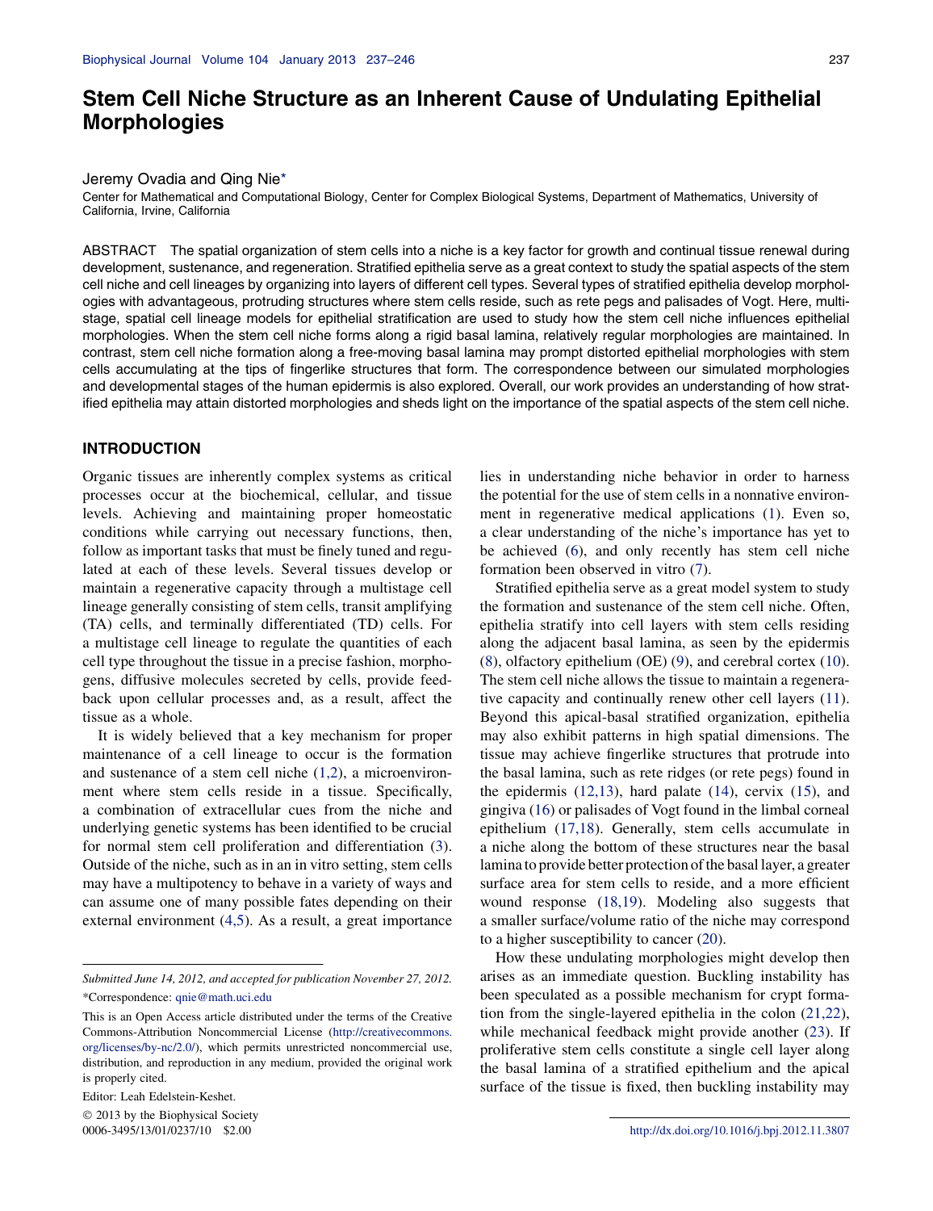# Stem Cell Niche Structure as an Inherent Cause of Undulating Epithelial Morphologies

Jeremy Ovadia and Qing Nie*

Center for Mathematical and Computational Biology, Center for Complex Biological Systems, Department of Mathematics, University of California, Irvine, California

ABSTRACT The spatial organization of stem cells into a niche is a key factor for growth and continual tissue renewal during development, sustenance, and regeneration. Stratified epithelia serve as a great context to study the spatial aspects of the stem cell niche and cell lineages by organizing into layers of different cell types. Several types of stratified epithelia develop morphologies with advantageous, protruding structures where stem cells reside, such as rete pegs and palisades of Vogt. Here, multistage, spatial cell lineage models for epithelial stratification are used to study how the stem cell niche influences epithelial morphologies. When the stem cell niche forms along a rigid basal lamina, relatively regular morphologies are maintained. In contrast, stem cell niche formation along a free-moving basal lamina may prompt distorted epithelial morphologies with stem cells accumulating at the tips of fingerlike structures that form. The correspondence between our simulated morphologies and developmental stages of the human epidermis is also explored. Overall, our work provides an understanding of how stratified epithelia may attain distorted morphologies and sheds light on the importance of the spatial aspects of the stem cell niche.

## INTRODUCTION

Organic tissues are inherently complex systems as critical processes occur at the biochemical, cellular, and tissue levels. Achieving and maintaining proper homeostatic conditions while carrying out necessary functions, then, follow as important tasks that must be finely tuned and regulated at each of these levels. Several tissues develop or maintain a regenerative capacity through a multistage cell lineage generally consisting of stem cells, transit amplifying (TA) cells, and terminally differentiated (TD) cells. For a multistage cell lineage to regulate the quantities of each cell type throughout the tissue in a precise fashion, morphogens, diffusive molecules secreted by cells, provide feedback upon cellular processes and, as a result, affect the tissue as a whole.

It is widely believed that a key mechanism for proper maintenance of a cell lineage to occur is the formation and sustenance of a stem cell niche (1,2), a microenvironment where stem cells reside in a tissue. Specifically, a combination of extracellular cues from the niche and underlying genetic systems has been identified to be crucial for normal stem cell proliferation and differentiation (3). Outside of the niche, such as in an in vitro setting, stem cells may have a multipotency to behave in a variety of ways and can assume one of many possible fates depending on their external environment (4,5). As a result, a great importance lies in understanding niche behavior in order to harness the potential for the use of stem cells in a nonnative environment in regenerative medical applications (1). Even so, a clear understanding of the niche's importance has yet to be achieved (6), and only recently has stem cell niche formation been observed in vitro (7).

Stratified epithelia serve as a great model system to study the formation and sustenance of the stem cell niche. Often, epithelia stratify into cell layers with stem cells residing along the adjacent basal lamina, as seen by the epidermis (8), olfactory epithelium (OE) (9), and cerebral cortex (10). The stem cell niche allows the tissue to maintain a regenerative capacity and continually renew other cell layers (11). Beyond this apical-basal stratified organization, epithelia may also exhibit patterns in high spatial dimensions. The tissue may achieve fingerlike structures that protrude into the basal lamina, such as rete ridges (or rete pegs) found in the epidermis (12,13), hard palate (14), cervix (15), and gingiva (16) or palisades of Vogt found in the limbal corneal epithelium (17,18). Generally, stem cells accumulate in a niche along the bottom of these structures near the basal lamina to provide better protection of the basal layer, a greater surface area for stem cells to reside, and a more efficient wound response (18,19). Modeling also suggests that a smaller surface/volume ratio of the niche may correspond to a higher susceptibility to cancer (20).

How these undulating morphologies might develop then arises as an immediate question. Buckling instability has been speculated as a possible mechanism for crypt formation from the single-layered epithelia in the colon (21,22), while mechanical feedback might provide another (23). If proliferative stem cells constitute a single cell layer along the basal lamina of a stratified epithelium and the apical surface of the tissue is fixed, then buckling instability may

---

*Submitted June 14, 2012, and accepted for publication November 27, 2012.*

*Correspondence: qnie@math.uci.edu

This is an Open Access article distributed under the terms of the Creative Commons-Attribution Noncommercial License (http://creativecommons.org/licenses/by-nc/2.0/), which permits unrestricted noncommercial use, distribution, and reproduction in any medium, provided the original work is properly cited.

Editor: Leah Edelstein-Keshet.

© 2013 by the Biophysical Society
0006-3495/13/01/0237/10 $2.00

http://dx.doi.org/10.1016/j.bpj.2012.11.3807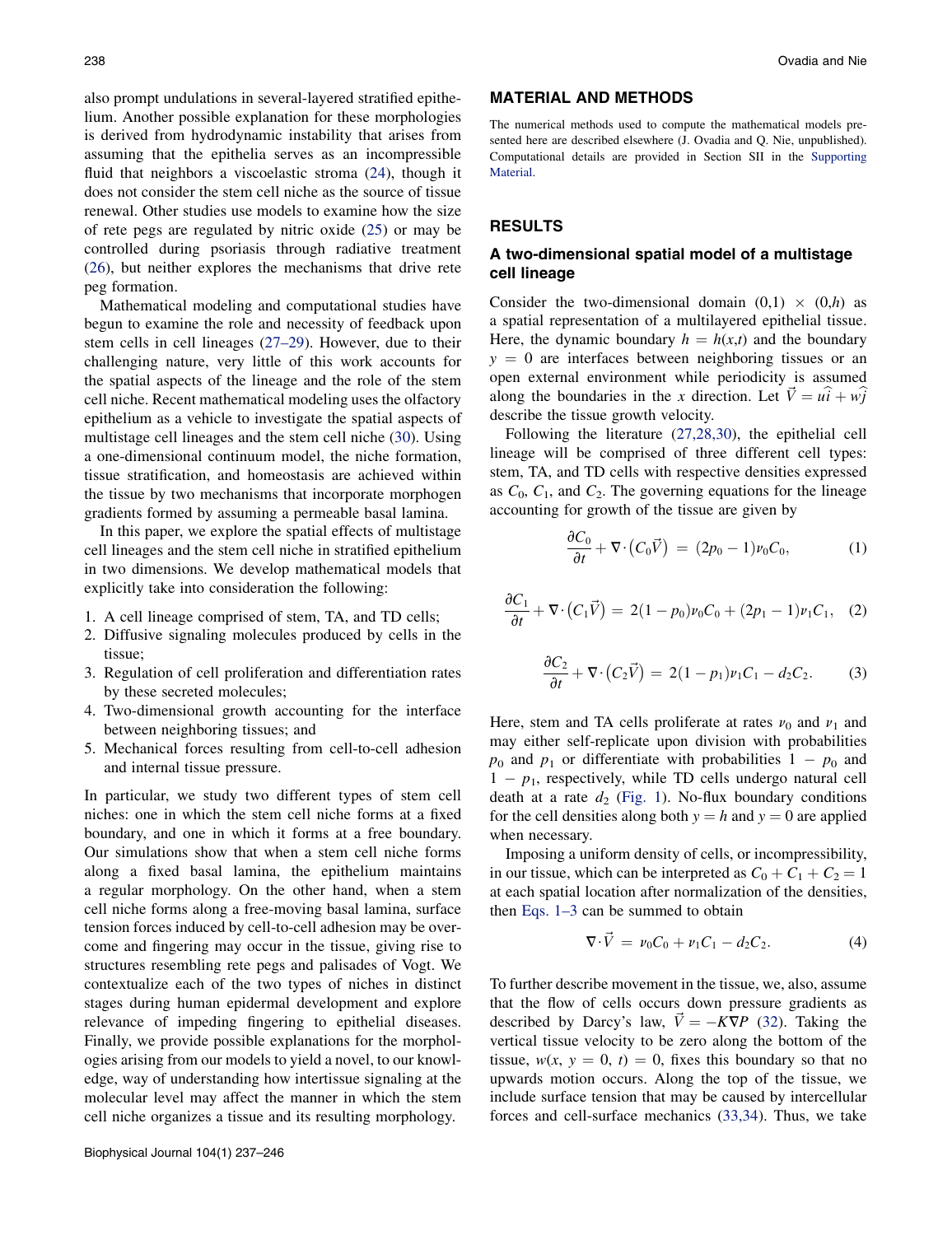also prompt undulations in several-layered stratified epithelium. Another possible explanation for these morphologies is derived from hydrodynamic instability that arises from assuming that the epithelia serves as an incompressible fluid that neighbors a viscoelastic stroma (24), though it does not consider the stem cell niche as the source of tissue renewal. Other studies use models to examine how the size of rete pegs are regulated by nitric oxide (25) or may be controlled during psoriasis through radiative treatment (26), but neither explores the mechanisms that drive rete peg formation.

Mathematical modeling and computational studies have begun to examine the role and necessity of feedback upon stem cells in cell lineages (27–29). However, due to their challenging nature, very little of this work accounts for the spatial aspects of the lineage and the role of the stem cell niche. Recent mathematical modeling uses the olfactory epithelium as a vehicle to investigate the spatial aspects of multistage cell lineages and the stem cell niche (30). Using a one-dimensional continuum model, the niche formation, tissue stratification, and homeostasis are achieved within the tissue by two mechanisms that incorporate morphogen gradients formed by assuming a permeable basal lamina.

In this paper, we explore the spatial effects of multistage cell lineages and the stem cell niche in stratified epithelium in two dimensions. We develop mathematical models that explicitly take into consideration the following:

1. A cell lineage comprised of stem, TA, and TD cells;
2. Diffusive signaling molecules produced by cells in the tissue;
3. Regulation of cell proliferation and differentiation rates by these secreted molecules;
4. Two-dimensional growth accounting for the interface between neighboring tissues; and
5. Mechanical forces resulting from cell-to-cell adhesion and internal tissue pressure.

In particular, we study two different types of stem cell niches: one in which the stem cell niche forms at a fixed boundary, and one in which it forms at a free boundary. Our simulations show that when a stem cell niche forms along a fixed basal lamina, the epithelium maintains a regular morphology. On the other hand, when a stem cell niche forms along a free-moving basal lamina, surface tension forces induced by cell-to-cell adhesion may be overcome and fingering may occur in the tissue, giving rise to structures resembling rete pegs and palisades of Vogt. We contextualize each of the two types of niches in distinct stages during human epidermal development and explore relevance of impeding fingering to epithelial diseases. Finally, we provide possible explanations for the morphologies arising from our models to yield a novel, to our knowledge, way of understanding how intertissue signaling at the molecular level may affect the manner in which the stem cell niche organizes a tissue and its resulting morphology.

## MATERIAL AND METHODS

The numerical methods used to compute the mathematical models presented here are described elsewhere (J. Ovadia and Q. Nie, unpublished). Computational details are provided in Section SII in the Supporting Material.

## RESULTS

### A two-dimensional spatial model of a multistage cell lineage

Consider the two-dimensional domain $(0,1) \times (0,h)$ as a spatial representation of a multilayered epithelial tissue. Here, the dynamic boundary $h = h(x,t)$ and the boundary $y = 0$ are interfaces between neighboring tissues or an open external environment while periodicity is assumed along the boundaries in the $x$ direction. Let $\vec{V} = u\hat{i} + w\hat{j}$ describe the tissue growth velocity.

Following the literature (27,28,30), the epithelial cell lineage will be comprised of three different cell types: stem, TA, and TD cells with respective densities expressed as $C_0$, $C_1$, and $C_2$. The governing equations for the lineage accounting for growth of the tissue are given by

$$\frac{\partial C_0}{\partial t} + \nabla \cdot \left(C_0 \vec{V}\right) = (2p_0 - 1)\nu_0 C_0, \tag{1}$$

$$\frac{\partial C_1}{\partial t} + \nabla \cdot \left(C_1 \vec{V}\right) = 2(1 - p_0)\nu_0 C_0 + (2p_1 - 1)\nu_1 C_1, \tag{2}$$

$$\frac{\partial C_2}{\partial t} + \nabla \cdot \left(C_2 \vec{V}\right) = 2(1 - p_1)\nu_1 C_1 - d_2 C_2. \tag{3}$$

Here, stem and TA cells proliferate at rates $\nu_0$ and $\nu_1$ and may either self-replicate upon division with probabilities $p_0$ and $p_1$ or differentiate with probabilities $1 - p_0$ and $1 - p_1$, respectively, while TD cells undergo natural cell death at a rate $d_2$ (Fig. 1). No-flux boundary conditions for the cell densities along both $y = h$ and $y = 0$ are applied when necessary.

Imposing a uniform density of cells, or incompressibility, in our tissue, which can be interpreted as $C_0 + C_1 + C_2 = 1$ at each spatial location after normalization of the densities, then Eqs. 1–3 can be summed to obtain

$$\nabla \cdot \vec{V} = \nu_0 C_0 + \nu_1 C_1 - d_2 C_2. \tag{4}$$

To further describe movement in the tissue, we, also, assume that the flow of cells occurs down pressure gradients as described by Darcy's law, $\vec{V} = -K\nabla P$ (32). Taking the vertical tissue velocity to be zero along the bottom of the tissue, $w(x, y = 0, t) = 0$, fixes this boundary so that no upwards motion occurs. Along the top of the tissue, we include surface tension that may be caused by intercellular forces and cell-surface mechanics (33,34). Thus, we take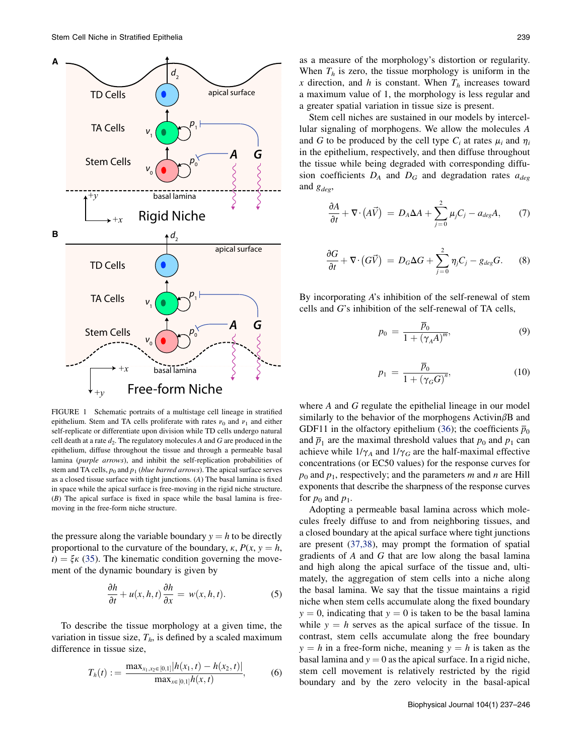FIGURE 1 Schematic portraits of a multistage cell lineage in stratified epithelium. Stem and TA cells proliferate with rates $\nu_0$ and $\nu_1$ and either self-replicate or differentiate upon division while TD cells undergo natural cell death at a rate $d_2$. The regulatory molecules $A$ and $G$ are produced in the epithelium, diffuse throughout the tissue and through a permeable basal lamina (*purple arrows*), and inhibit the self-replication probabilities of stem and TA cells, $p_0$ and $p_1$ (*blue barred arrows*). The apical surface serves as a closed tissue surface with tight junctions. (*A*) The basal lamina is fixed in space while the apical surface is free-moving in the rigid niche structure. (*B*) The apical surface is fixed in space while the basal lamina is free-moving in the free-form niche structure.

the pressure along the variable boundary $y = h$ to be directly proportional to the curvature of the boundary, $\kappa$, $P(x, y = h, t) = \xi\kappa$ (35). The kinematic condition governing the movement of the dynamic boundary is given by

$$\frac{\partial h}{\partial t} + u(x,h,t)\frac{\partial h}{\partial x} = w(x,h,t). \tag{5}$$

To describe the tissue morphology at a given time, the variation in tissue size, $T_h$, is defined by a scaled maximum difference in tissue size,

$$T_h(t) := \frac{\max_{x_1,x_2\in[0,1]}|h(x_1,t) - h(x_2,t)|}{\max_{x\in[0,1]}h(x,t)}, \tag{6}$$

as a measure of the morphology's distortion or regularity. When $T_h$ is zero, the tissue morphology is uniform in the $x$ direction, and $h$ is constant. When $T_h$ increases toward a maximum value of 1, the morphology is less regular and a greater spatial variation in tissue size is present.

Stem cell niches are sustained in our models by intercellular signaling of morphogens. We allow the molecules $A$ and $G$ to be produced by the cell type $C_i$ at rates $\mu_i$ and $\eta_i$ in the epithelium, respectively, and then diffuse throughout the tissue while being degraded with corresponding diffusion coefficients $D_A$ and $D_G$ and degradation rates $a_{deg}$ and $g_{deg}$,

$$\frac{\partial A}{\partial t} + \nabla\cdot\left(A\vec{V}\right) = D_A\Delta A + \sum_{j=0}^{2}\mu_j C_j - a_{deg}A, \tag{7}$$

$$\frac{\partial G}{\partial t} + \nabla\cdot\left(G\vec{V}\right) = D_G\Delta G + \sum_{j=0}^{2}\eta_j C_j - g_{deg}G. \tag{8}$$

By incorporating $A$'s inhibition of the self-renewal of stem cells and $G$'s inhibition of the self-renewal of TA cells,

$$p_0 = \frac{\overline{p}_0}{1 + (\gamma_A A)^m}, \tag{9}$$

$$p_1 = \frac{\overline{p}_0}{1 + (\gamma_G G)^n}, \tag{10}$$

where $A$ and $G$ regulate the epithelial lineage in our model similarly to the behavior of the morphogens Activin$\beta$B and GDF11 in the olfactory epithelium (36); the coefficients $\overline{p}_0$ and $\overline{p}_1$ are the maximal threshold values that $p_0$ and $p_1$ can achieve while $1/\gamma_A$ and $1/\gamma_G$ are the half-maximal effective concentrations (or EC50 values) for the response curves for $p_0$ and $p_1$, respectively; and the parameters $m$ and $n$ are Hill exponents that describe the sharpness of the response curves for $p_0$ and $p_1$.

Adopting a permeable basal lamina across which molecules freely diffuse to and from neighboring tissues, and a closed boundary at the apical surface where tight junctions are present (37,38), may prompt the formation of spatial gradients of $A$ and $G$ that are low along the basal lamina and high along the apical surface of the tissue and, ultimately, the aggregation of stem cells into a niche along the basal lamina. We say that the tissue maintains a rigid niche when stem cells accumulate along the fixed boundary $y = 0$, indicating that $y = 0$ is taken to be the basal lamina while $y = h$ serves as the apical surface of the tissue. In contrast, stem cells accumulate along the free boundary $y = h$ in a free-form niche, meaning $y = h$ is taken as the basal lamina and $y = 0$ as the apical surface. In a rigid niche, stem cell movement is relatively restricted by the rigid boundary and by the zero velocity in the basal-apical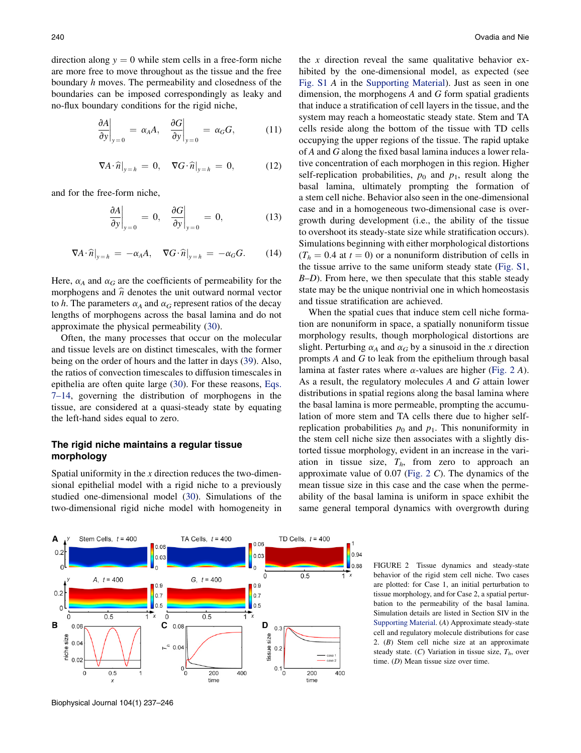direction along $y = 0$ while stem cells in a free-form niche are more free to move throughout as the tissue and the free boundary $h$ moves. The permeability and closedness of the boundaries can be imposed correspondingly as leaky and no-flux boundary conditions for the rigid niche,

$$\left.\frac{\partial A}{\partial y}\right|_{y=0} = \alpha_A A, \quad \left.\frac{\partial G}{\partial y}\right|_{y=0} = \alpha_G G, \tag{11}$$

$$\nabla A \cdot \hat{n}|_{y=h} = 0, \quad \nabla G \cdot \hat{n}|_{y=h} = 0, \tag{12}$$

and for the free-form niche,

$$\left.\frac{\partial A}{\partial y}\right|_{y=0} = 0, \quad \left.\frac{\partial G}{\partial y}\right|_{y=0} = 0, \tag{13}$$

$$\nabla A \cdot \hat{n}|_{y=h} = -\alpha_A A, \quad \nabla G \cdot \hat{n}|_{y=h} = -\alpha_G G. \tag{14}$$

Here, $\alpha_A$ and $\alpha_G$ are the coefficients of permeability for the morphogens and $\hat{n}$ denotes the unit outward normal vector to $h$. The parameters $\alpha_A$ and $\alpha_G$ represent ratios of the decay lengths of morphogens across the basal lamina and do not approximate the physical permeability (30).

Often, the many processes that occur on the molecular and tissue levels are on distinct timescales, with the former being on the order of hours and the latter in days (39). Also, the ratios of convection timescales to diffusion timescales in epithelia are often quite large (30). For these reasons, Eqs. 7–14, governing the distribution of morphogens in the tissue, are considered at a quasi-steady state by equating the left-hand sides equal to zero.

## The rigid niche maintains a regular tissue morphology

Spatial uniformity in the $x$ direction reduces the two-dimensional epithelial model with a rigid niche to a previously studied one-dimensional model (30). Simulations of the two-dimensional rigid niche model with homogeneity in the $x$ direction reveal the same qualitative behavior exhibited by the one-dimensional model, as expected (see Fig. S1 *A* in the Supporting Material). Just as seen in one dimension, the morphogens $A$ and $G$ form spatial gradients that induce a stratification of cell layers in the tissue, and the system may reach a homeostatic steady state. Stem and TA cells reside along the bottom of the tissue with TD cells occupying the upper regions of the tissue. The rapid uptake of $A$ and $G$ along the fixed basal lamina induces a lower relative concentration of each morphogen in this region. Higher self-replication probabilities, $p_0$ and $p_1$, result along the basal lamina, ultimately prompting the formation of a stem cell niche. Behavior also seen in the one-dimensional case and in a homogeneous two-dimensional case is overgrowth during development (i.e., the ability of the tissue to overshoot its steady-state size while stratification occurs). Simulations beginning with either morphological distortions ($T_h = 0.4$ at $t = 0$) or a nonuniform distribution of cells in the tissue arrive to the same uniform steady state (Fig. S1, *B–D*). From here, we then speculate that this stable steady state may be the unique nontrivial one in which homeostasis and tissue stratification are achieved.

When the spatial cues that induce stem cell niche formation are nonuniform in space, a spatially nonuniform tissue morphology results, though morphological distortions are slight. Perturbing $\alpha_A$ and $\alpha_G$ by a sinusoid in the $x$ direction prompts $A$ and $G$ to leak from the epithelium through basal lamina at faster rates where $\alpha$-values are higher (Fig. 2 *A*). As a result, the regulatory molecules $A$ and $G$ attain lower distributions in spatial regions along the basal lamina where the basal lamina is more permeable, prompting the accumulation of more stem and TA cells there due to higher self-replication probabilities $p_0$ and $p_1$. This nonuniformity in the stem cell niche size then associates with a slightly distorted tissue morphology, evident in an increase in the variation in tissue size, $T_h$, from zero to approach an approximate value of 0.07 (Fig. 2 *C*). The dynamics of the mean tissue size in this case and the case when the permeability of the basal lamina is uniform in space exhibit the same general temporal dynamics with overgrowth during

FIGURE 2 Tissue dynamics and steady-state behavior of the rigid stem cell niche. Two cases are plotted: for Case 1, an initial perturbation to tissue morphology, and for Case 2, a spatial perturbation to the permeability of the basal lamina. Simulation details are listed in Section SIV in the Supporting Material. (*A*) Approximate steady-state cell and regulatory molecule distributions for case 2. (*B*) Stem cell niche size at an approximate steady state. (*C*) Variation in tissue size, $T_h$, over time. (*D*) Mean tissue size over time.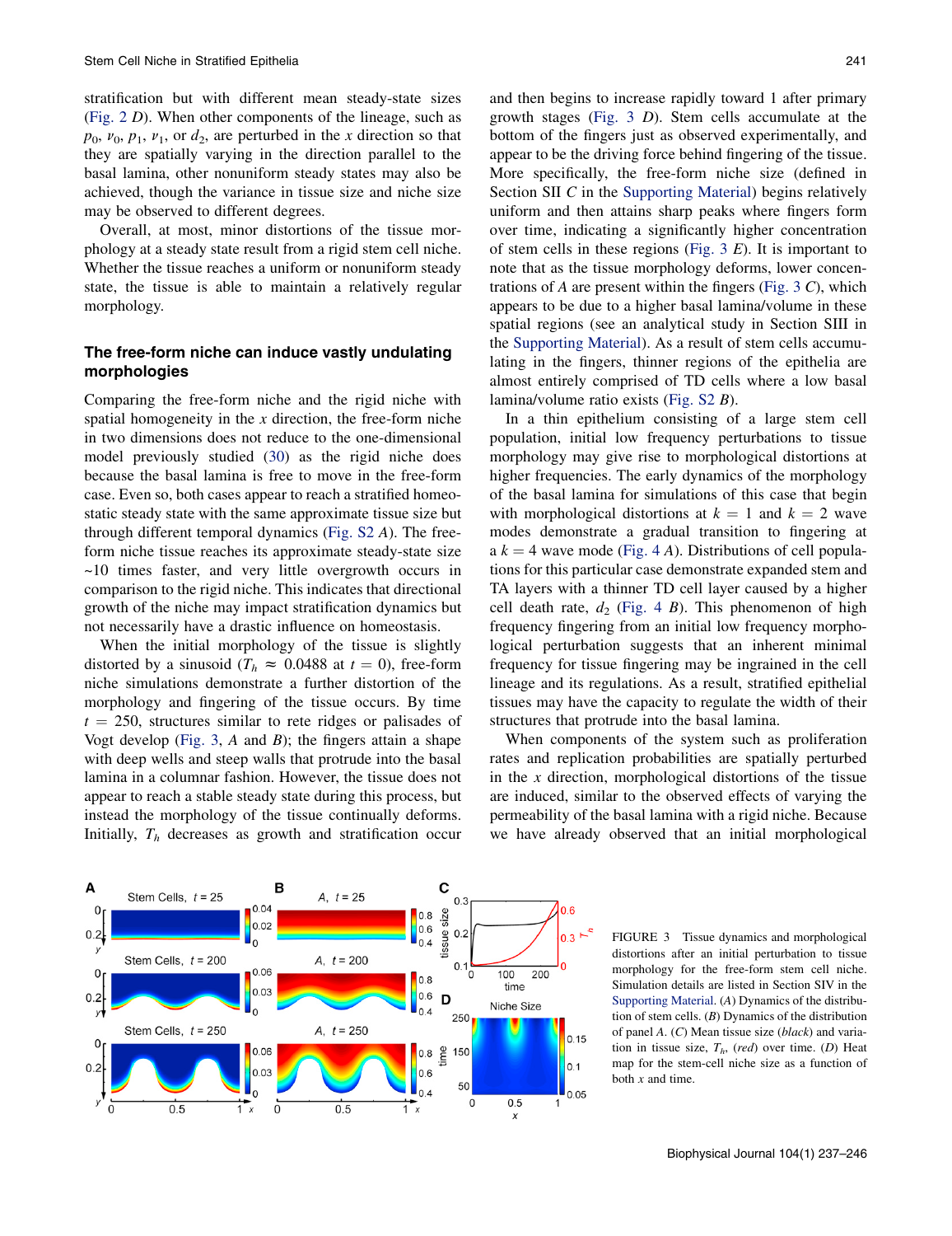stratification but with different mean steady-state sizes (Fig. 2 D). When other components of the lineage, such as $p_0$, $v_0$, $p_1$, $v_1$, or $d_2$, are perturbed in the $x$ direction so that they are spatially varying in the direction parallel to the basal lamina, other nonuniform steady states may also be achieved, though the variance in tissue size and niche size may be observed to different degrees.

Overall, at most, minor distortions of the tissue morphology at a steady state result from a rigid stem cell niche. Whether the tissue reaches a uniform or nonuniform steady state, the tissue is able to maintain a relatively regular morphology.

## The free-form niche can induce vastly undulating morphologies

Comparing the free-form niche and the rigid niche with spatial homogeneity in the $x$ direction, the free-form niche in two dimensions does not reduce to the one-dimensional model previously studied (30) as the rigid niche does because the basal lamina is free to move in the free-form case. Even so, both cases appear to reach a stratified homeostatic steady state with the same approximate tissue size but through different temporal dynamics (Fig. S2 A). The free-form niche tissue reaches its approximate steady-state size ~10 times faster, and very little overgrowth occurs in comparison to the rigid niche. This indicates that directional growth of the niche may impact stratification dynamics but not necessarily have a drastic influence on homeostasis.

When the initial morphology of the tissue is slightly distorted by a sinusoid ($T_h \approx 0.0488$ at $t = 0$), free-form niche simulations demonstrate a further distortion of the morphology and fingering of the tissue occurs. By time $t = 250$, structures similar to rete ridges or palisades of Vogt develop (Fig. 3, A and B); the fingers attain a shape with deep wells and steep walls that protrude into the basal lamina in a columnar fashion. However, the tissue does not appear to reach a stable steady state during this process, but instead the morphology of the tissue continually deforms. Initially, $T_h$ decreases as growth and stratification occur and then begins to increase rapidly toward 1 after primary growth stages (Fig. 3 D). Stem cells accumulate at the bottom of the fingers just as observed experimentally, and appear to be the driving force behind fingering of the tissue. More specifically, the free-form niche size (defined in Section SII C in the Supporting Material) begins relatively uniform and then attains sharp peaks where fingers form over time, indicating a significantly higher concentration of stem cells in these regions (Fig. 3 E). It is important to note that as the tissue morphology deforms, lower concentrations of $A$ are present within the fingers (Fig. 3 C), which appears to be due to a higher basal lamina/volume in these spatial regions (see an analytical study in Section SIII in the Supporting Material). As a result of stem cells accumulating in the fingers, thinner regions of the epithelia are almost entirely comprised of TD cells where a low basal lamina/volume ratio exists (Fig. S2 B).

In a thin epithelium consisting of a large stem cell population, initial low frequency perturbations to tissue morphology may give rise to morphological distortions at higher frequencies. The early dynamics of the morphology of the basal lamina for simulations of this case that begin with morphological distortions at $k = 1$ and $k = 2$ wave modes demonstrate a gradual transition to fingering at a $k = 4$ wave mode (Fig. 4 A). Distributions of cell populations for this particular case demonstrate expanded stem and TA layers with a thinner TD cell layer caused by a higher cell death rate, $d_2$ (Fig. 4 B). This phenomenon of high frequency fingering from an initial low frequency morphological perturbation suggests that an inherent minimal frequency for tissue fingering may be ingrained in the cell lineage and its regulations. As a result, stratified epithelial tissues may have the capacity to regulate the width of their structures that protrude into the basal lamina.

When components of the system such as proliferation rates and replication probabilities are spatially perturbed in the $x$ direction, morphological distortions of the tissue are induced, similar to the observed effects of varying the permeability of the basal lamina with a rigid niche. Because we have already observed that an initial morphological

FIGURE 3 Tissue dynamics and morphological distortions after an initial perturbation to tissue morphology for the free-form stem cell niche. Simulation details are listed in Section SIV in the Supporting Material. (A) Dynamics of the distribution of stem cells. (B) Dynamics of the distribution of panel $A$. (C) Mean tissue size (*black*) and variation in tissue size, $T_h$, (*red*) over time. (D) Heat map for the stem-cell niche size as a function of both $x$ and time.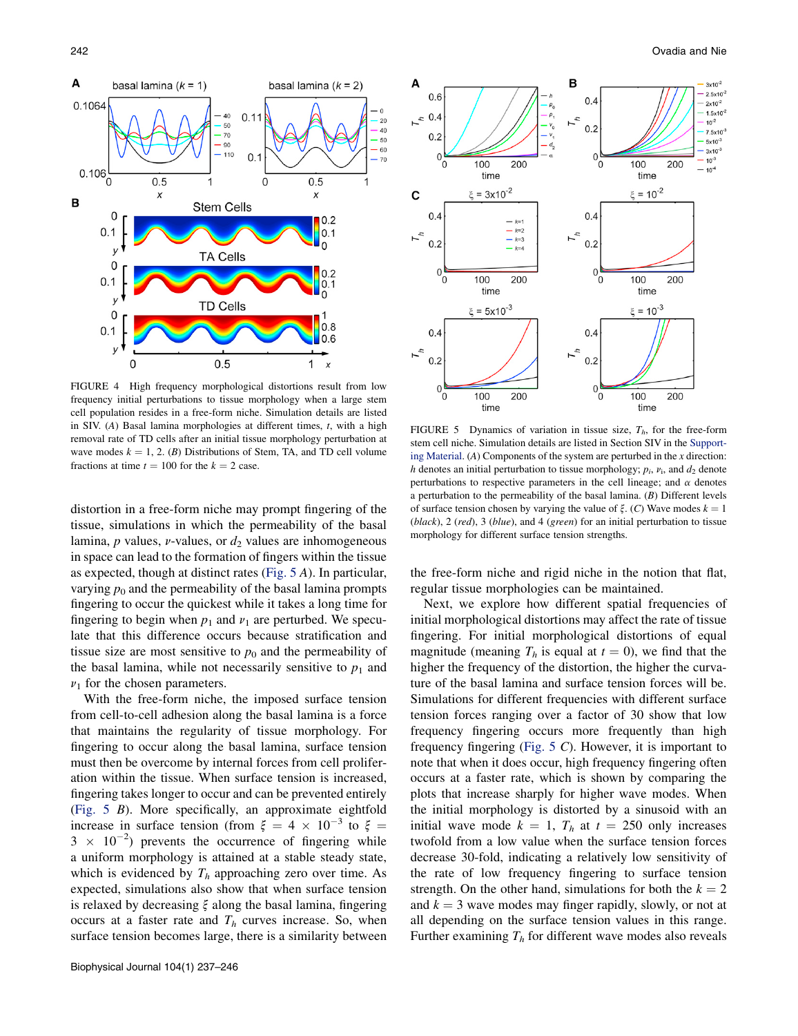FIGURE 4 High frequency morphological distortions result from low frequency initial perturbations to tissue morphology when a large stem cell population resides in a free-form niche. Simulation details are listed in SIV. (*A*) Basal lamina morphologies at different times, *t*, with a high removal rate of TD cells after an initial tissue morphology perturbation at wave modes $k = 1, 2$. (*B*) Distributions of Stem, TA, and TD cell volume fractions at time $t = 100$ for the $k = 2$ case.

FIGURE 5 Dynamics of variation in tissue size, $T_h$, for the free-form stem cell niche. Simulation details are listed in Section SIV in the Supporting Material. (*A*) Components of the system are perturbed in the *x* direction: *h* denotes an initial perturbation to tissue morphology; $p_i$, $\nu_i$, and $d_2$ denote perturbations to respective parameters in the cell lineage; and $\alpha$ denotes a perturbation to the permeability of the basal lamina. (*B*) Different levels of surface tension chosen by varying the value of $\xi$. (*C*) Wave modes $k = 1$ (*black*), 2 (*red*), 3 (*blue*), and 4 (*green*) for an initial perturbation to tissue morphology for different surface tension strengths.

distortion in a free-form niche may prompt fingering of the tissue, simulations in which the permeability of the basal lamina, *p* values, $\nu$-values, or $d_2$ values are inhomogeneous in space can lead to the formation of fingers within the tissue as expected, though at distinct rates (Fig. 5 *A*). In particular, varying $p_0$ and the permeability of the basal lamina prompts fingering to occur the quickest while it takes a long time for fingering to begin when $p_1$ and $\nu_1$ are perturbed. We speculate that this difference occurs because stratification and tissue size are most sensitive to $p_0$ and the permeability of the basal lamina, while not necessarily sensitive to $p_1$ and $\nu_1$ for the chosen parameters.

With the free-form niche, the imposed surface tension from cell-to-cell adhesion along the basal lamina is a force that maintains the regularity of tissue morphology. For fingering to occur along the basal lamina, surface tension must then be overcome by internal forces from cell proliferation within the tissue. When surface tension is increased, fingering takes longer to occur and can be prevented entirely (Fig. 5 *B*). More specifically, an approximate eightfold increase in surface tension (from $\xi = 4 \times 10^{-3}$ to $\xi = 3 \times 10^{-2}$) prevents the occurrence of fingering while a uniform morphology is attained at a stable steady state, which is evidenced by $T_h$ approaching zero over time. As expected, simulations also show that when surface tension is relaxed by decreasing $\xi$ along the basal lamina, fingering occurs at a faster rate and $T_h$ curves increase. So, when surface tension becomes large, there is a similarity between the free-form niche and rigid niche in the notion that flat, regular tissue morphologies can be maintained.

Next, we explore how different spatial frequencies of initial morphological distortions may affect the rate of tissue fingering. For initial morphological distortions of equal magnitude (meaning $T_h$ is equal at $t = 0$), we find that the higher the frequency of the distortion, the higher the curvature of the basal lamina and surface tension forces will be. Simulations for different frequencies with different surface tension forces ranging over a factor of 30 show that low frequency fingering occurs more frequently than high frequency fingering (Fig. 5 *C*). However, it is important to note that when it does occur, high frequency fingering often occurs at a faster rate, which is shown by comparing the plots that increase sharply for higher wave modes. When the initial morphology is distorted by a sinusoid with an initial wave mode $k = 1$, $T_h$ at $t = 250$ only increases twofold from a low value when the surface tension forces decrease 30-fold, indicating a relatively low sensitivity of the rate of low frequency fingering to surface tension strength. On the other hand, simulations for both the $k = 2$ and $k = 3$ wave modes may finger rapidly, slowly, or not at all depending on the surface tension values in this range. Further examining $T_h$ for different wave modes also reveals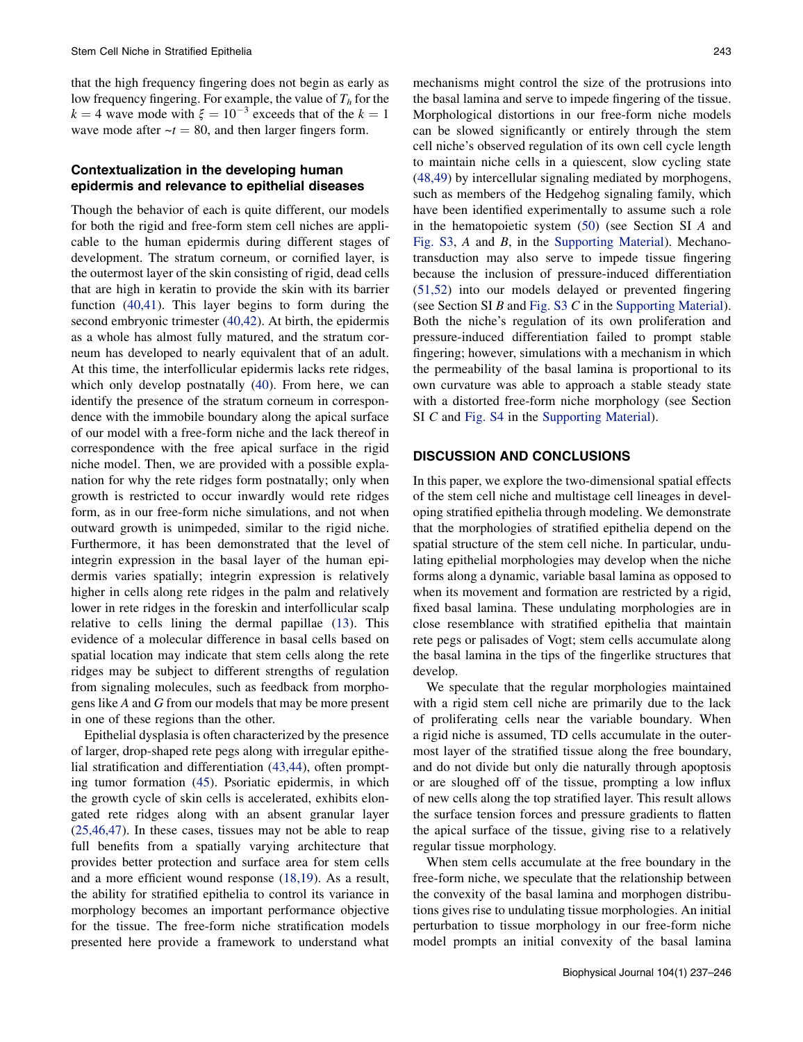that the high frequency fingering does not begin as early as low frequency fingering. For example, the value of $T_h$ for the $k = 4$ wave mode with $\xi = 10^{-3}$ exceeds that of the $k = 1$ wave mode after ~$t = 80$, and then larger fingers form.

### Contextualization in the developing human epidermis and relevance to epithelial diseases

Though the behavior of each is quite different, our models for both the rigid and free-form stem cell niches are applicable to the human epidermis during different stages of development. The stratum corneum, or cornified layer, is the outermost layer of the skin consisting of rigid, dead cells that are high in keratin to provide the skin with its barrier function (40,41). This layer begins to form during the second embryonic trimester (40,42). At birth, the epidermis as a whole has almost fully matured, and the stratum corneum has developed to nearly equivalent that of an adult. At this time, the interfollicular epidermis lacks rete ridges, which only develop postnatally (40). From here, we can identify the presence of the stratum corneum in correspondence with the immobile boundary along the apical surface of our model with a free-form niche and the lack thereof in correspondence with the free apical surface in the rigid niche model. Then, we are provided with a possible explanation for why the rete ridges form postnatally; only when growth is restricted to occur inwardly would rete ridges form, as in our free-form niche simulations, and not when outward growth is unimpeded, similar to the rigid niche. Furthermore, it has been demonstrated that the level of integrin expression in the basal layer of the human epidermis varies spatially; integrin expression is relatively higher in cells along rete ridges in the palm and relatively lower in rete ridges in the foreskin and interfollicular scalp relative to cells lining the dermal papillae (13). This evidence of a molecular difference in basal cells based on spatial location may indicate that stem cells along the rete ridges may be subject to different strengths of regulation from signaling molecules, such as feedback from morphogens like *A* and *G* from our models that may be more present in one of these regions than the other.

Epithelial dysplasia is often characterized by the presence of larger, drop-shaped rete pegs along with irregular epithelial stratification and differentiation (43,44), often prompting tumor formation (45). Psoriatic epidermis, in which the growth cycle of skin cells is accelerated, exhibits elongated rete ridges along with an absent granular layer (25,46,47). In these cases, tissues may not be able to reap full benefits from a spatially varying architecture that provides better protection and surface area for stem cells and a more efficient wound response (18,19). As a result, the ability for stratified epithelia to control its variance in morphology becomes an important performance objective for the tissue. The free-form niche stratification models presented here provide a framework to understand what mechanisms might control the size of the protrusions into the basal lamina and serve to impede fingering of the tissue. Morphological distortions in our free-form niche models can be slowed significantly or entirely through the stem cell niche's observed regulation of its own cell cycle length to maintain niche cells in a quiescent, slow cycling state (48,49) by intercellular signaling mediated by morphogens, such as members of the Hedgehog signaling family, which have been identified experimentally to assume such a role in the hematopoietic system (50) (see Section SI *A* and Fig. S3, *A* and *B*, in the Supporting Material). Mechanotransduction may also serve to impede tissue fingering because the inclusion of pressure-induced differentiation (51,52) into our models delayed or prevented fingering (see Section SI *B* and Fig. S3 *C* in the Supporting Material). Both the niche's regulation of its own proliferation and pressure-induced differentiation failed to prompt stable fingering; however, simulations with a mechanism in which the permeability of the basal lamina is proportional to its own curvature was able to approach a stable steady state with a distorted free-form niche morphology (see Section SI *C* and Fig. S4 in the Supporting Material).

## DISCUSSION AND CONCLUSIONS

In this paper, we explore the two-dimensional spatial effects of the stem cell niche and multistage cell lineages in developing stratified epithelia through modeling. We demonstrate that the morphologies of stratified epithelia depend on the spatial structure of the stem cell niche. In particular, undulating epithelial morphologies may develop when the niche forms along a dynamic, variable basal lamina as opposed to when its movement and formation are restricted by a rigid, fixed basal lamina. These undulating morphologies are in close resemblance with stratified epithelia that maintain rete pegs or palisades of Vogt; stem cells accumulate along the basal lamina in the tips of the fingerlike structures that develop.

We speculate that the regular morphologies maintained with a rigid stem cell niche are primarily due to the lack of proliferating cells near the variable boundary. When a rigid niche is assumed, TD cells accumulate in the outermost layer of the stratified tissue along the free boundary, and do not divide but only die naturally through apoptosis or are sloughed off of the tissue, prompting a low influx of new cells along the top stratified layer. This result allows the surface tension forces and pressure gradients to flatten the apical surface of the tissue, giving rise to a relatively regular tissue morphology.

When stem cells accumulate at the free boundary in the free-form niche, we speculate that the relationship between the convexity of the basal lamina and morphogen distributions gives rise to undulating tissue morphologies. An initial perturbation to tissue morphology in our free-form niche model prompts an initial convexity of the basal lamina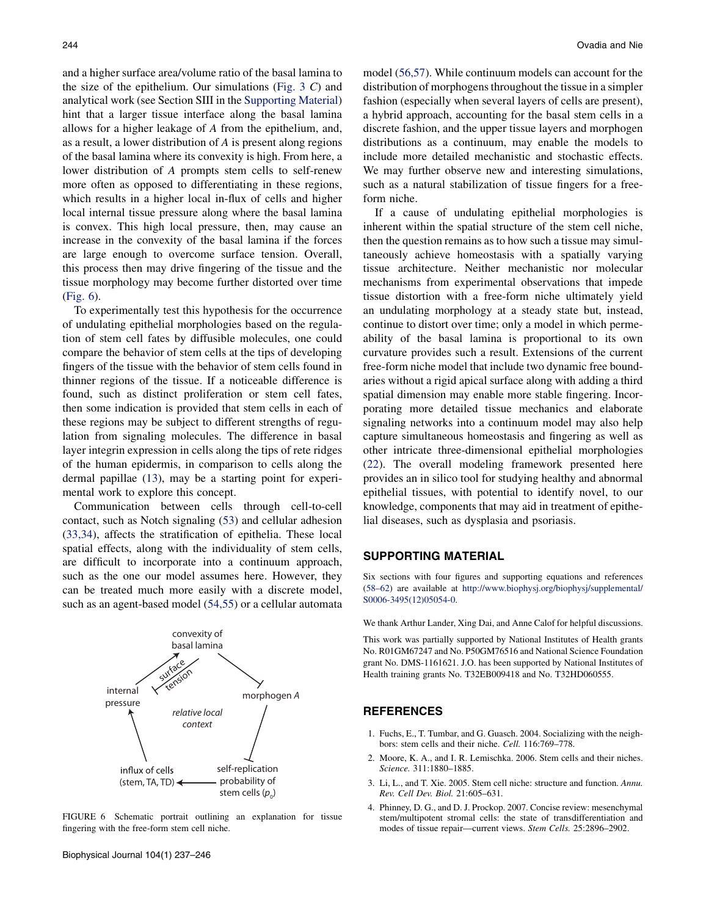and a higher surface area/volume ratio of the basal lamina to the size of the epithelium. Our simulations (Fig. 3 *C*) and analytical work (see Section SIII in the Supporting Material) hint that a larger tissue interface along the basal lamina allows for a higher leakage of *A* from the epithelium, and, as a result, a lower distribution of *A* is present along regions of the basal lamina where its convexity is high. From here, a lower distribution of *A* prompts stem cells to self-renew more often as opposed to differentiating in these regions, which results in a higher local in-flux of cells and higher local internal tissue pressure along where the basal lamina is convex. This high local pressure, then, may cause an increase in the convexity of the basal lamina if the forces are large enough to overcome surface tension. Overall, this process then may drive fingering of the tissue and the tissue morphology may become further distorted over time (Fig. 6).

To experimentally test this hypothesis for the occurrence of undulating epithelial morphologies based on the regulation of stem cell fates by diffusible molecules, one could compare the behavior of stem cells at the tips of developing fingers of the tissue with the behavior of stem cells found in thinner regions of the tissue. If a noticeable difference is found, such as distinct proliferation or stem cell fates, then some indication is provided that stem cells in each of these regions may be subject to different strengths of regulation from signaling molecules. The difference in basal layer integrin expression in cells along the tips of rete ridges of the human epidermis, in comparison to cells along the dermal papillae (13), may be a starting point for experimental work to explore this concept.

Communication between cells through cell-to-cell contact, such as Notch signaling (53) and cellular adhesion (33,34), affects the stratification of epithelia. These local spatial effects, along with the individuality of stem cells, are difficult to incorporate into a continuum approach, such as the one our model assumes here. However, they can be treated much more easily with a discrete model, such as an agent-based model (54,55) or a cellular automata model (56,57). While continuum models can account for the distribution of morphogens throughout the tissue in a simpler fashion (especially when several layers of cells are present), a hybrid approach, accounting for the basal stem cells in a discrete fashion, and the upper tissue layers and morphogen distributions as a continuum, may enable the models to include more detailed mechanistic and stochastic effects. We may further observe new and interesting simulations, such as a natural stabilization of tissue fingers for a free-form niche.

convexity of basal lamina
surface tension
internal pressure
morphogen *A*
relative local context
influx of cells (stem, TA, TD)
self-replication probability of stem cells ($p_0$)

FIGURE 6 Schematic portrait outlining an explanation for tissue fingering with the free-form stem cell niche.

If a cause of undulating epithelial morphologies is inherent within the spatial structure of the stem cell niche, then the question remains as to how such a tissue may simultaneously achieve homeostasis with a spatially varying tissue architecture. Neither mechanistic nor molecular mechanisms from experimental observations that impede tissue distortion with a free-form niche ultimately yield an undulating morphology at a steady state but, instead, continue to distort over time; only a model in which permeability of the basal lamina is proportional to its own curvature provides such a result. Extensions of the current free-form niche model that include two dynamic free boundaries without a rigid apical surface along with adding a third spatial dimension may enable more stable fingering. Incorporating more detailed tissue mechanics and elaborate signaling networks into a continuum model may also help capture simultaneous homeostasis and fingering as well as other intricate three-dimensional epithelial morphologies (22). The overall modeling framework presented here provides an in silico tool for studying healthy and abnormal epithelial tissues, with potential to identify novel, to our knowledge, components that may aid in treatment of epithelial diseases, such as dysplasia and psoriasis.

## SUPPORTING MATERIAL

Six sections with four figures and supporting equations and references (58–62) are available at http://www.biophysj.org/biophysj/supplemental/S0006-3495(12)05054-0.

We thank Arthur Lander, Xing Dai, and Anne Calof for helpful discussions.

This work was partially supported by National Institutes of Health grants No. R01GM67247 and No. P50GM76516 and National Science Foundation grant No. DMS-1161621. J.O. has been supported by National Institutes of Health training grants No. T32EB009418 and No. T32HD060555.

## REFERENCES

1. Fuchs, E., T. Tumbar, and G. Guasch. 2004. Socializing with the neighbors: stem cells and their niche. *Cell.* 116:769–778.
2. Moore, K. A., and I. R. Lemischka. 2006. Stem cells and their niches. *Science.* 311:1880–1885.
3. Li, L., and T. Xie. 2005. Stem cell niche: structure and function. *Annu. Rev. Cell Dev. Biol.* 21:605–631.
4. Phinney, D. G., and D. J. Prockop. 2007. Concise review: mesenchymal stem/multipotent stromal cells: the state of transdifferentiation and modes of tissue repair—current views. *Stem Cells.* 25:2896–2902.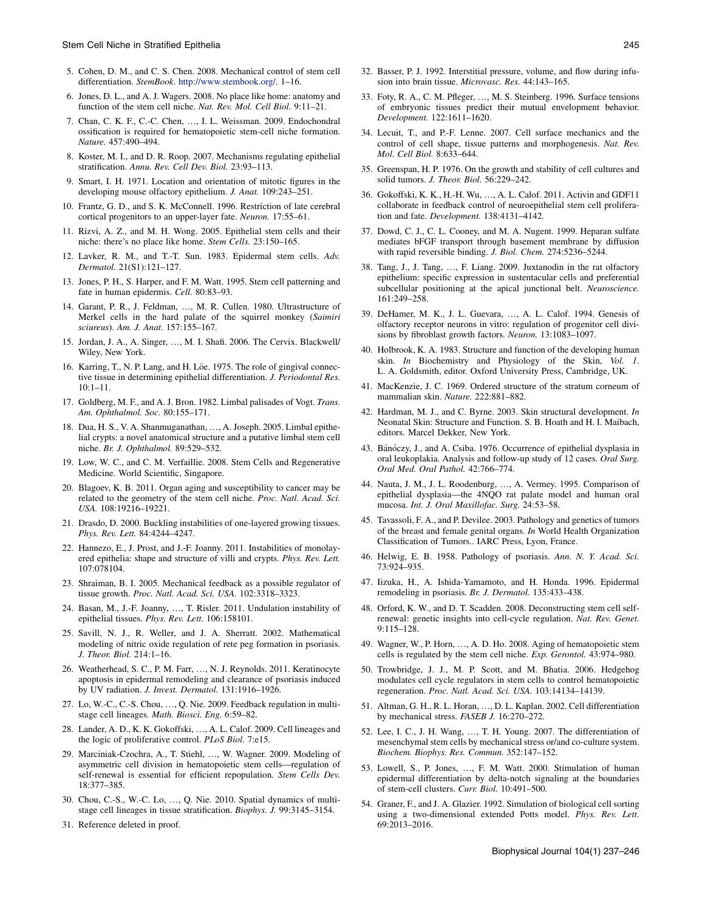5. Cohen, D. M., and C. S. Chen. 2008. Mechanical control of stem cell differentiation. *StemBook*. http://www.stembook.org/. 1–16.

6. Jones, D. L., and A. J. Wagers. 2008. No place like home: anatomy and function of the stem cell niche. *Nat. Rev. Mol. Cell Biol.* 9:11–21.

7. Chan, C. K. F., C.-C. Chen, …, I. L. Weissman. 2009. Endochondral ossification is required for haematopoietic stem-cell niche formation. *Nature.* 457:490–494.

8. Koster, M. I., and D. R. Roop. 2007. Mechanisms regulating epithelial stratification. *Annu. Rev. Cell Dev. Biol.* 23:93–113.

9. Smart, I. H. 1971. Location and orientation of mitotic figures in the developing mouse olfactory epithelium. *J. Anat.* 109:243–251.

10. Frantz, G. D., and S. K. McConnell. 1996. Restriction of late cerebral cortical progenitors to an upper-layer fate. *Neuron.* 17:55–61.

11. Rizvi, A. Z., and M. H. Wong. 2005. Epithelial stem cells and their niche: there's no place like home. *Stem Cells.* 23:150–165.

12. Lavker, R. M., and T.-T. Sun. 1983. Epidermal stem cells. *Adv. Dermatol.* 21(S1):121–127.

13. Jones, P. H., S. Harper, and F. M. Watt. 1995. Stem cell patterning and fate in human epidermis. *Cell.* 80:83–93.

14. Garant, P. R., J. Feldman, …, M. R. Cullen. 1980. Ultrastructure of Merkel cells in the hard palate of the squirrel monkey (*Saimiri sciureus*). *Am. J. Anat.* 157:155–167.

15. Jordan, J. A., A. Singer, …, M. I. Shafi. 2006. The Cervix. Blackwell/Wiley, New York.

16. Karring, T., N. P. Lang, and H. Löe. 1975. The role of gingival connective tissue in determining epithelial differentiation. *J. Periodontal Res.* 10:1–11.

17. Goldberg, M. F., and A. J. Bron. 1982. Limbal palisades of Vogt. *Trans. Am. Ophthalmol. Soc.* 80:155–171.

18. Dua, H. S., V. A. Shanmuganathan, …, A. Joseph. 2005. Limbal epithelial crypts: a novel anatomical structure and a putative limbal stem cell niche. *Br. J. Ophthalmol.* 89:529–532.

19. Low, W. C., and C. M. Verfaillie. 2008. Stem Cells and Regenerative Medicine. World Scientific, Singapore.

20. Blagoev, K. B. 2011. Organ aging and susceptibility to cancer may be related to the geometry of the stem cell niche. *Proc. Natl. Acad. Sci. USA.* 108:19216–19221.

21. Drasdo, D. 2000. Buckling instabilities of one-layered growing tissues. *Phys. Rev. Lett.* 84:4244–4247.

22. Hannezo, E., J. Prost, and J.-F. Joanny. 2011. Instabilities of monolayered epithelia: shape and structure of villi and crypts. *Phys. Rev. Lett.* 107:078104.

23. Shraiman, B. I. 2005. Mechanical feedback as a possible regulator of tissue growth. *Proc. Natl. Acad. Sci. USA.* 102:3318–3323.

24. Basan, M., J.-F. Joanny, …, T. Risler. 2011. Undulation instability of epithelial tissues. *Phys. Rev. Lett.* 106:158101.

25. Savill, N. J., R. Weller, and J. A. Sherratt. 2002. Mathematical modeling of nitric oxide regulation of rete peg formation in psoriasis. *J. Theor. Biol.* 214:1–16.

26. Weatherhead, S. C., P. M. Farr, …, N. J. Reynolds. 2011. Keratinocyte apoptosis in epidermal remodeling and clearance of psoriasis induced by UV radiation. *J. Invest. Dermatol.* 131:1916–1926.

27. Lo, W.-C., C.-S. Chou, …, Q. Nie. 2009. Feedback regulation in multistage cell lineages. *Math. Biosci. Eng.* 6:59–82.

28. Lander, A. D., K. K. Gokoffski, …, A. L. Calof. 2009. Cell lineages and the logic of proliferative control. *PLoS Biol.* 7:e15.

29. Marciniak-Czochra, A., T. Stiehl, …, W. Wagner. 2009. Modeling of asymmetric cell division in hematopoietic stem cells—regulation of self-renewal is essential for efficient repopulation. *Stem Cells Dev.* 18:377–385.

30. Chou, C.-S., W.-C. Lo, …, Q. Nie. 2010. Spatial dynamics of multistage cell lineages in tissue stratification. *Biophys. J.* 99:3145–3154.

31. Reference deleted in proof.

32. Basser, P. J. 1992. Interstitial pressure, volume, and flow during infusion into brain tissue. *Microvasc. Res.* 44:143–165.

33. Foty, R. A., C. M. Pfleger, …, M. S. Steinberg. 1996. Surface tensions of embryonic tissues predict their mutual envelopment behavior. *Development.* 122:1611–1620.

34. Lecuit, T., and P.-F. Lenne. 2007. Cell surface mechanics and the control of cell shape, tissue patterns and morphogenesis. *Nat. Rev. Mol. Cell Biol.* 8:633–644.

35. Greenspan, H. P. 1976. On the growth and stability of cell cultures and solid tumors. *J. Theor. Biol.* 56:229–242.

36. Gokoffski, K. K., H.-H. Wu, …, A. L. Calof. 2011. Activin and GDF11 collaborate in feedback control of neuroepithelial stem cell proliferation and fate. *Development.* 138:4131–4142.

37. Dowd, C. J., C. L. Cooney, and M. A. Nugent. 1999. Heparan sulfate mediates bFGF transport through basement membrane by diffusion with rapid reversible binding. *J. Biol. Chem.* 274:5236–5244.

38. Tang, J., J. Tang, …, F. Liang. 2009. Juxtanodin in the rat olfactory epithelium: specific expression in sustentacular cells and preferential subcellular positioning at the apical junctional belt. *Neuroscience.* 161:249–258.

39. DeHamer, M. K., J. L. Guevara, …, A. L. Calof. 1994. Genesis of olfactory receptor neurons in vitro: regulation of progenitor cell divisions by fibroblast growth factors. *Neuron.* 13:1083–1097.

40. Holbrook, K. A. 1983. Structure and function of the developing human skin. *In* Biochemistry and Physiology of the Skin, *Vol. 1*. L. A. Goldsmith, editor. Oxford University Press, Cambridge, UK.

41. MacKenzie, J. C. 1969. Ordered structure of the stratum corneum of mammalian skin. *Nature.* 222:881–882.

42. Hardman, M. J., and C. Byrne. 2003. Skin structural development. *In* Neonatal Skin: Structure and Function. S. B. Hoath and H. I. Maibach, editors. Marcel Dekker, New York.

43. Bánóczy, J., and A. Csiba. 1976. Occurrence of epithelial dysplasia in oral leukoplakia. Analysis and follow-up study of 12 cases. *Oral Surg. Oral Med. Oral Pathol.* 42:766–774.

44. Nauta, J. M., J. L. Roodenburg, …, A. Vermey. 1995. Comparison of epithelial dysplasia—the 4NQO rat palate model and human oral mucosa. *Int. J. Oral Maxillofac. Surg.* 24:53–58.

45. Tavassoli, F. A., and P. Devilee. 2003. Pathology and genetics of tumors of the breast and female genital organs. *In* World Health Organization Classification of Tumors.. IARC Press, Lyon, France.

46. Helwig, E. B. 1958. Pathology of psoriasis. *Ann. N. Y. Acad. Sci.* 73:924–935.

47. Iizuka, H., A. Ishida-Yamamoto, and H. Honda. 1996. Epidermal remodeling in psoriasis. *Br. J. Dermatol.* 135:433–438.

48. Orford, K. W., and D. T. Scadden. 2008. Deconstructing stem cell self-renewal: genetic insights into cell-cycle regulation. *Nat. Rev. Genet.* 9:115–128.

49. Wagner, W., P. Horn, …, A. D. Ho. 2008. Aging of hematopoietic stem cells is regulated by the stem cell niche. *Exp. Gerontol.* 43:974–980.

50. Trowbridge, J. J., M. P. Scott, and M. Bhatia. 2006. Hedgehog modulates cell cycle regulators in stem cells to control hematopoietic regeneration. *Proc. Natl. Acad. Sci. USA.* 103:14134–14139.

51. Altman, G. H., R. L. Horan, …, D. L. Kaplan. 2002. Cell differentiation by mechanical stress. *FASEB J.* 16:270–272.

52. Lee, I. C., J. H. Wang, …, T. H. Young. 2007. The differentiation of mesenchymal stem cells by mechanical stress or/and co-culture system. *Biochem. Biophys. Res. Commun.* 352:147–152.

53. Lowell, S., P. Jones, …, F. M. Watt. 2000. Stimulation of human epidermal differentiation by delta-notch signaling at the boundaries of stem-cell clusters. *Curr. Biol.* 10:491–500.

54. Graner, F., and J. A. Glazier. 1992. Simulation of biological cell sorting using a two-dimensional extended Potts model. *Phys. Rev. Lett.* 69:2013–2016.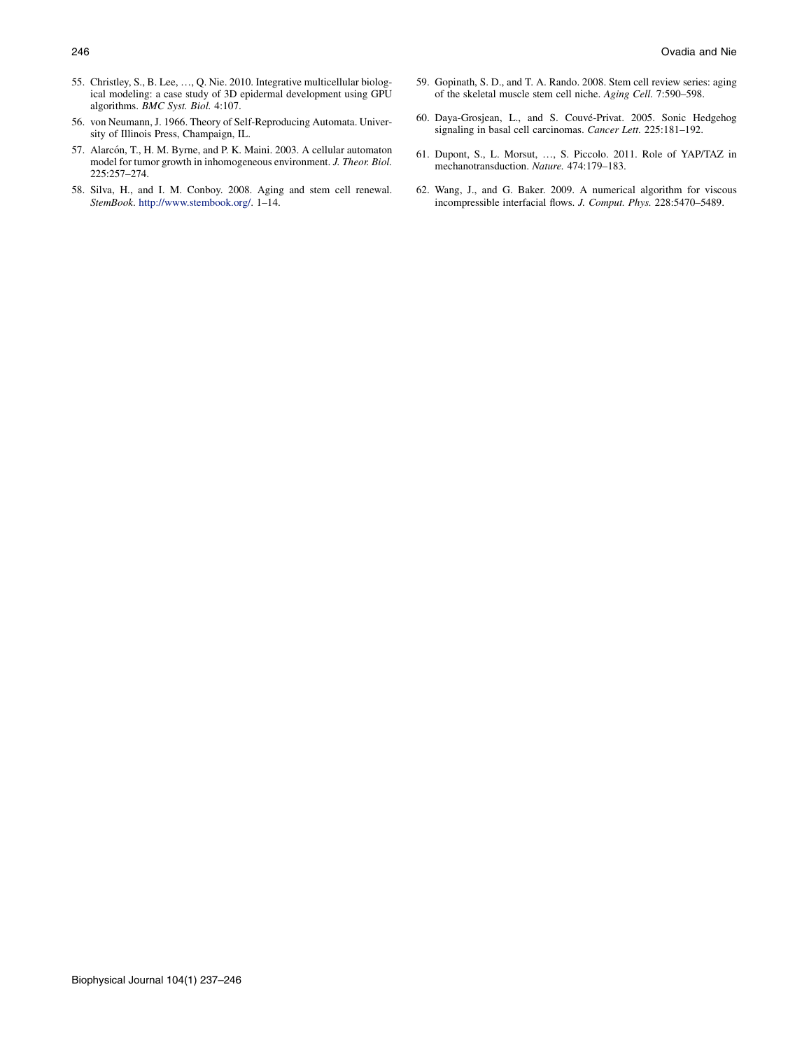55. Christley, S., B. Lee, …, Q. Nie. 2010. Integrative multicellular biological modeling: a case study of 3D epidermal development using GPU algorithms. *BMC Syst. Biol.* 4:107.

56. von Neumann, J. 1966. Theory of Self-Reproducing Automata. University of Illinois Press, Champaign, IL.

57. Alarcón, T., H. M. Byrne, and P. K. Maini. 2003. A cellular automaton model for tumor growth in inhomogeneous environment. *J. Theor. Biol.* 225:257–274.

58. Silva, H., and I. M. Conboy. 2008. Aging and stem cell renewal. *StemBook*. http://www.stembook.org/. 1–14.

59. Gopinath, S. D., and T. A. Rando. 2008. Stem cell review series: aging of the skeletal muscle stem cell niche. *Aging Cell.* 7:590–598.

60. Daya-Grosjean, L., and S. Couvé-Privat. 2005. Sonic Hedgehog signaling in basal cell carcinomas. *Cancer Lett.* 225:181–192.

61. Dupont, S., L. Morsut, …, S. Piccolo. 2011. Role of YAP/TAZ in mechanotransduction. *Nature.* 474:179–183.

62. Wang, J., and G. Baker. 2009. A numerical algorithm for viscous incompressible interfacial flows. *J. Comput. Phys.* 228:5470–5489.